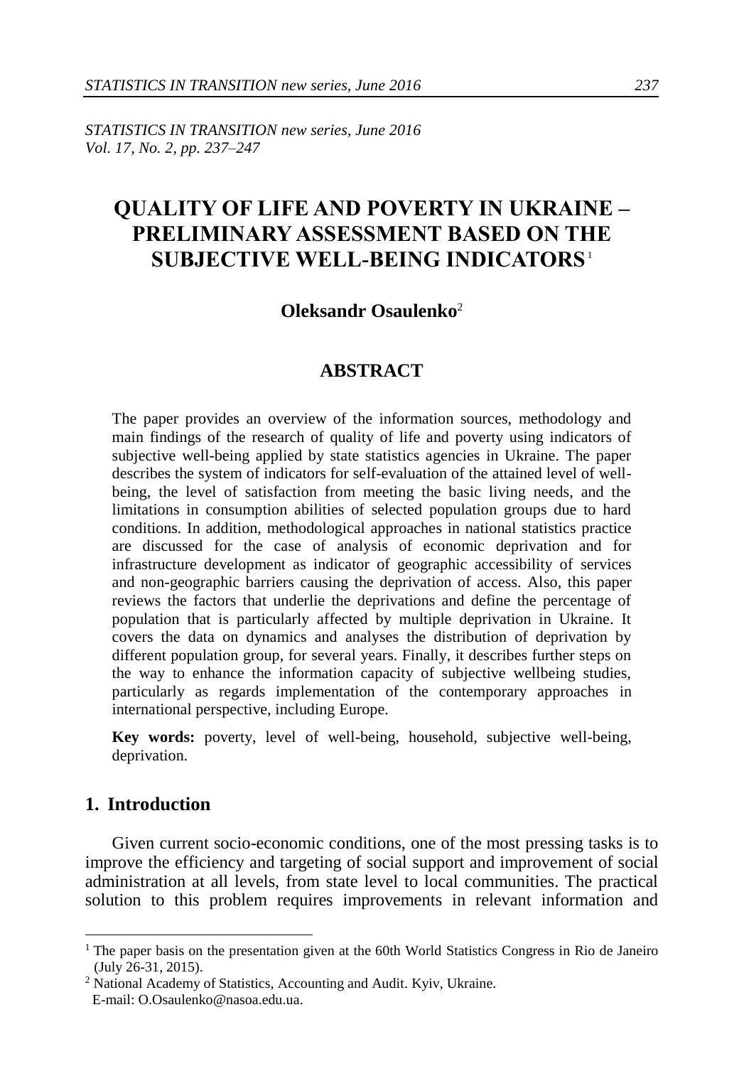# QUALITY OF LIFE AND POVERTY IN UKRAINE – PRELIMINARY ASSESSMENT BASED ON THE SUBJECTIVE WELL-BEING INDICATORS[1]

**Oleksandr Osaulenko**[2]

## ABSTRACT

The paper provides an overview of the information sources, methodology and main findings of the research of quality of life and poverty using indicators of subjective well-being applied by state statistics agencies in Ukraine. The paper describes the system of indicators for self-evaluation of the attained level of well-being, the level of satisfaction from meeting the basic living needs, and the limitations in consumption abilities of selected population groups due to hard conditions. In addition, methodological approaches in national statistics practice are discussed for the case of analysis of economic deprivation and for infrastructure development as indicator of geographic accessibility of services and non-geographic barriers causing the deprivation of access. Also, this paper reviews the factors that underlie the deprivations and define the percentage of population that is particularly affected by multiple deprivation in Ukraine. It covers the data on dynamics and analyses the distribution of deprivation by different population group, for several years. Finally, it describes further steps on the way to enhance the information capacity of subjective wellbeing studies, particularly as regards implementation of the contemporary approaches in international perspective, including Europe.

**Key words:** poverty, level of well-being, household, subjective well-being, deprivation.

## 1. Introduction

Given current socio-economic conditions, one of the most pressing tasks is to improve the efficiency and targeting of social support and improvement of social administration at all levels, from state level to local communities. The practical solution to this problem requires improvements in relevant information and

---

[1] The paper basis on the presentation given at the 60th World Statistics Congress in Rio de Janeiro (July 26-31, 2015).

[2] National Academy of Statistics, Accounting and Audit. Kyiv, Ukraine. E-mail: O.Osaulenko@nasoa.edu.ua.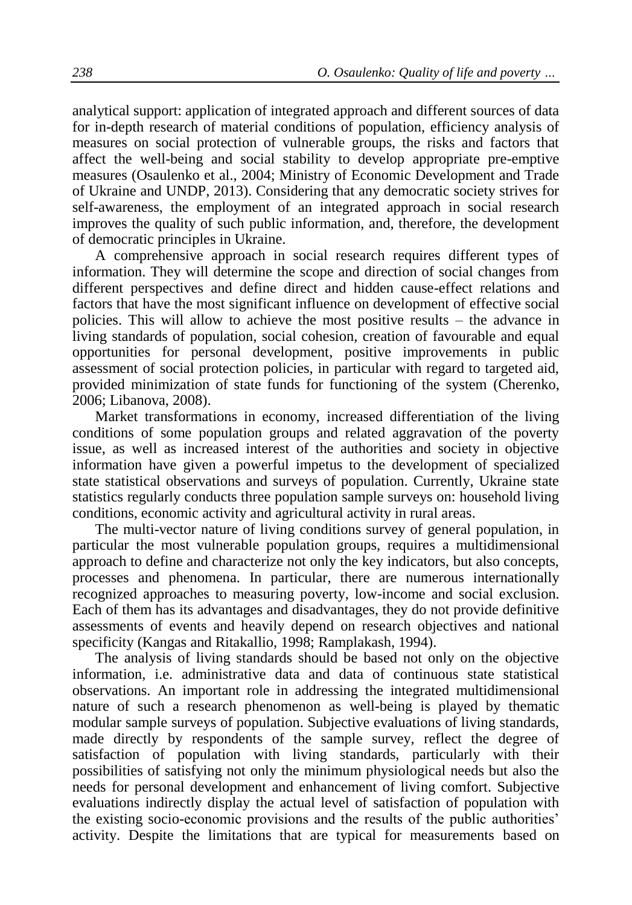analytical support: application of integrated approach and different sources of data for in-depth research of material conditions of population, efficiency analysis of measures on social protection of vulnerable groups, the risks and factors that affect the well-being and social stability to develop appropriate pre-emptive measures (Osaulenko et al., 2004; Ministry of Economic Development and Trade of Ukraine and UNDP, 2013). Considering that any democratic society strives for self-awareness, the employment of an integrated approach in social research improves the quality of such public information, and, therefore, the development of democratic principles in Ukraine.

A comprehensive approach in social research requires different types of information. They will determine the scope and direction of social changes from different perspectives and define direct and hidden cause-effect relations and factors that have the most significant influence on development of effective social policies. This will allow to achieve the most positive results – the advance in living standards of population, social cohesion, creation of favourable and equal opportunities for personal development, positive improvements in public assessment of social protection policies, in particular with regard to targeted aid, provided minimization of state funds for functioning of the system (Cherenko, 2006; Libanova, 2008).

Market transformations in economy, increased differentiation of the living conditions of some population groups and related aggravation of the poverty issue, as well as increased interest of the authorities and society in objective information have given a powerful impetus to the development of specialized state statistical observations and surveys of population. Currently, Ukraine state statistics regularly conducts three population sample surveys on: household living conditions, economic activity and agricultural activity in rural areas.

The multi-vector nature of living conditions survey of general population, in particular the most vulnerable population groups, requires a multidimensional approach to define and characterize not only the key indicators, but also concepts, processes and phenomena. In particular, there are numerous internationally recognized approaches to measuring poverty, low-income and social exclusion. Each of them has its advantages and disadvantages, they do not provide definitive assessments of events and heavily depend on research objectives and national specificity (Kangas and Ritakallio, 1998; Ramplakash, 1994).

The analysis of living standards should be based not only on the objective information, i.e. administrative data and data of continuous state statistical observations. An important role in addressing the integrated multidimensional nature of such a research phenomenon as well-being is played by thematic modular sample surveys of population. Subjective evaluations of living standards, made directly by respondents of the sample survey, reflect the degree of satisfaction of population with living standards, particularly with their possibilities of satisfying not only the minimum physiological needs but also the needs for personal development and enhancement of living comfort. Subjective evaluations indirectly display the actual level of satisfaction of population with the existing socio-economic provisions and the results of the public authorities' activity. Despite the limitations that are typical for measurements based on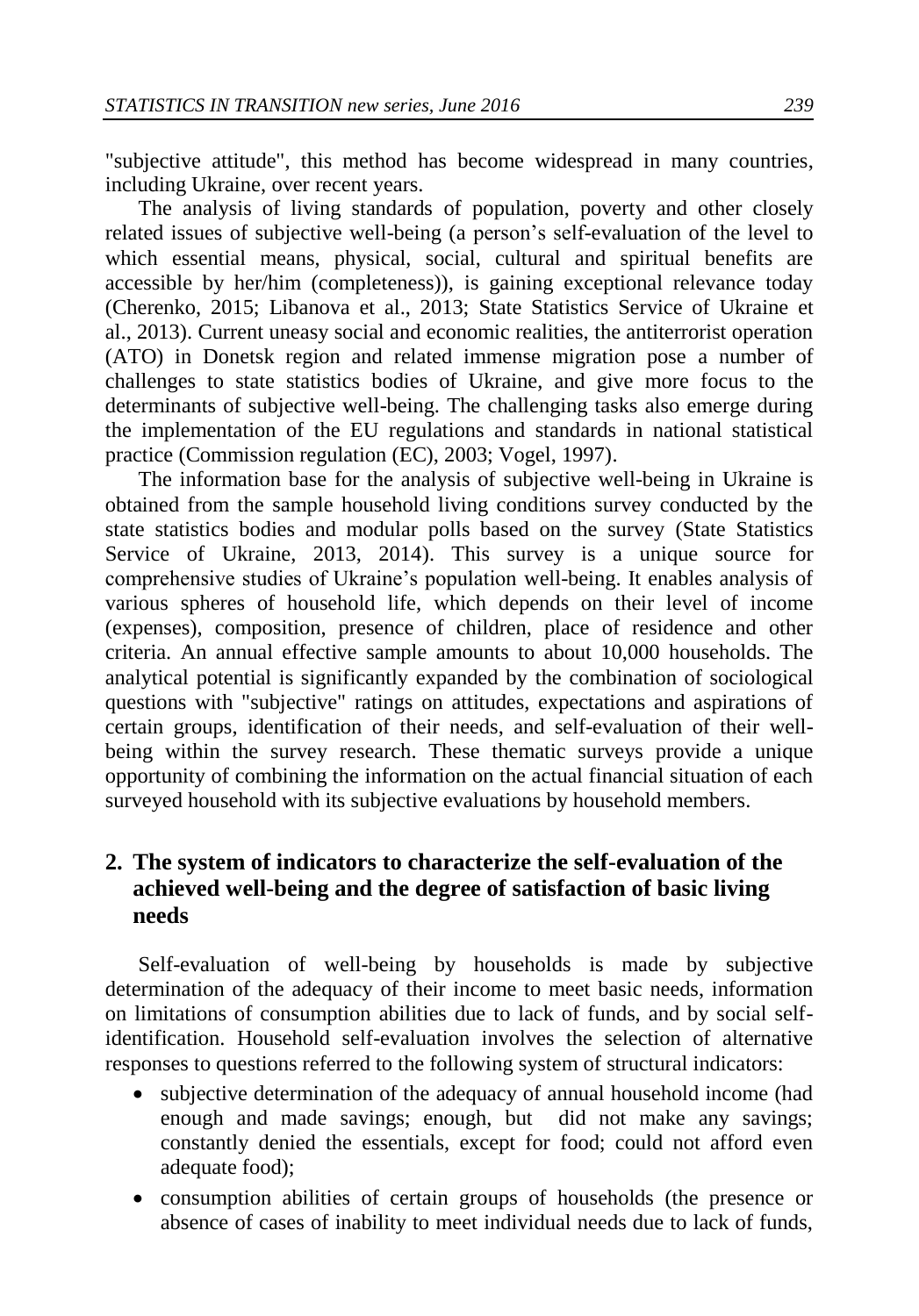"subjective attitude", this method has become widespread in many countries, including Ukraine, over recent years.

The analysis of living standards of population, poverty and other closely related issues of subjective well-being (a person's self-evaluation of the level to which essential means, physical, social, cultural and spiritual benefits are accessible by her/him (completeness)), is gaining exceptional relevance today (Cherenko, 2015; Libanova et al., 2013; State Statistics Service of Ukraine et al., 2013). Current uneasy social and economic realities, the antiterrorist operation (ATO) in Donetsk region and related immense migration pose a number of challenges to state statistics bodies of Ukraine, and give more focus to the determinants of subjective well-being. The challenging tasks also emerge during the implementation of the EU regulations and standards in national statistical practice (Commission regulation (EC), 2003; Vogel, 1997).

The information base for the analysis of subjective well-being in Ukraine is obtained from the sample household living conditions survey conducted by the state statistics bodies and modular polls based on the survey (State Statistics Service of Ukraine, 2013, 2014). This survey is a unique source for comprehensive studies of Ukraine's population well-being. It enables analysis of various spheres of household life, which depends on their level of income (expenses), composition, presence of children, place of residence and other criteria. An annual effective sample amounts to about 10,000 households. The analytical potential is significantly expanded by the combination of sociological questions with "subjective" ratings on attitudes, expectations and aspirations of certain groups, identification of their needs, and self-evaluation of their well-being within the survey research. These thematic surveys provide a unique opportunity of combining the information on the actual financial situation of each surveyed household with its subjective evaluations by household members.

## 2. The system of indicators to characterize the self-evaluation of the achieved well-being and the degree of satisfaction of basic living needs

Self-evaluation of well-being by households is made by subjective determination of the adequacy of their income to meet basic needs, information on limitations of consumption abilities due to lack of funds, and by social self-identification. Household self-evaluation involves the selection of alternative responses to questions referred to the following system of structural indicators:

- subjective determination of the adequacy of annual household income (had enough and made savings; enough, but did not make any savings; constantly denied the essentials, except for food; could not afford even adequate food);
- consumption abilities of certain groups of households (the presence or absence of cases of inability to meet individual needs due to lack of funds,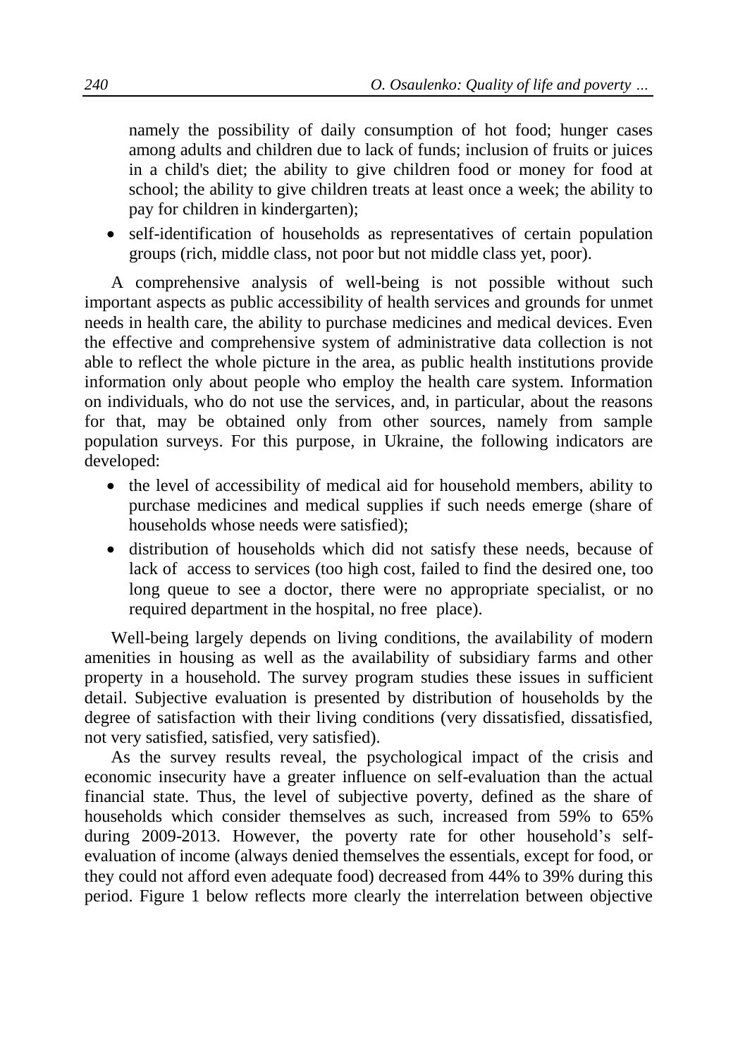namely the possibility of daily consumption of hot food; hunger cases among adults and children due to lack of funds; inclusion of fruits or juices in a child's diet; the ability to give children food or money for food at school; the ability to give children treats at least once a week; the ability to pay for children in kindergarten);

- self-identification of households as representatives of certain population groups (rich, middle class, not poor but not middle class yet, poor).

A comprehensive analysis of well-being is not possible without such important aspects as public accessibility of health services and grounds for unmet needs in health care, the ability to purchase medicines and medical devices. Even the effective and comprehensive system of administrative data collection is not able to reflect the whole picture in the area, as public health institutions provide information only about people who employ the health care system. Information on individuals, who do not use the services, and, in particular, about the reasons for that, may be obtained only from other sources, namely from sample population surveys. For this purpose, in Ukraine, the following indicators are developed:

- the level of accessibility of medical aid for household members, ability to purchase medicines and medical supplies if such needs emerge (share of households whose needs were satisfied);
- distribution of households which did not satisfy these needs, because of lack of access to services (too high cost, failed to find the desired one, too long queue to see a doctor, there were no appropriate specialist, or no required department in the hospital, no free place).

Well-being largely depends on living conditions, the availability of modern amenities in housing as well as the availability of subsidiary farms and other property in a household. The survey program studies these issues in sufficient detail. Subjective evaluation is presented by distribution of households by the degree of satisfaction with their living conditions (very dissatisfied, dissatisfied, not very satisfied, satisfied, very satisfied).

As the survey results reveal, the psychological impact of the crisis and economic insecurity have a greater influence on self-evaluation than the actual financial state. Thus, the level of subjective poverty, defined as the share of households which consider themselves as such, increased from 59% to 65% during 2009-2013. However, the poverty rate for other household's self-evaluation of income (always denied themselves the essentials, except for food, or they could not afford even adequate food) decreased from 44% to 39% during this period. Figure 1 below reflects more clearly the interrelation between objective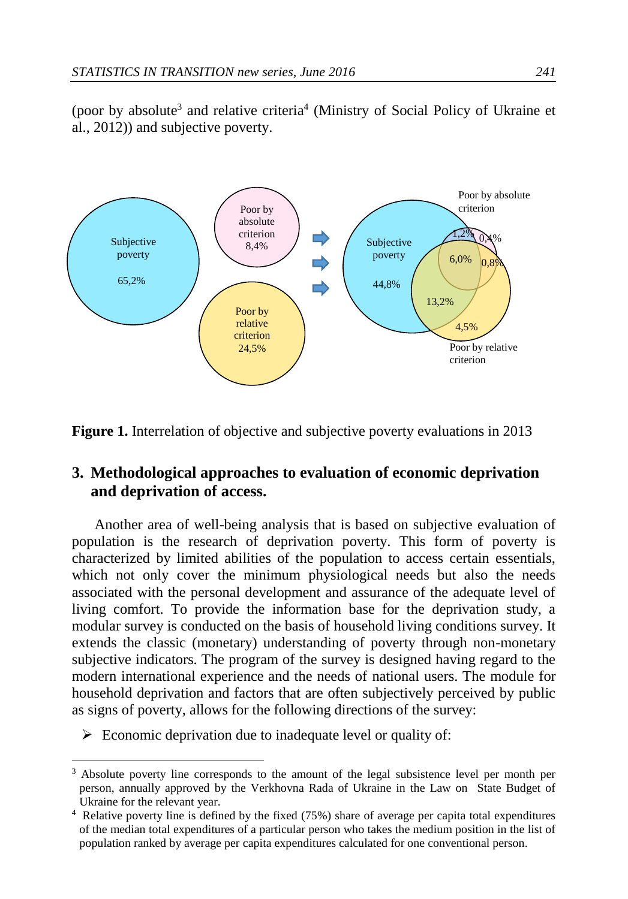(poor by absolute[3] and relative criteria[4] (Ministry of Social Policy of Ukraine et al., 2012)) and subjective poverty.

**Figure 1.** Interrelation of objective and subjective poverty evaluations in 2013

## 3. Methodological approaches to evaluation of economic deprivation and deprivation of access.

Another area of well-being analysis that is based on subjective evaluation of population is the research of deprivation poverty. This form of poverty is characterized by limited abilities of the population to access certain essentials, which not only cover the minimum physiological needs but also the needs associated with the personal development and assurance of the adequate level of living comfort. To provide the information base for the deprivation study, a modular survey is conducted on the basis of household living conditions survey. It extends the classic (monetary) understanding of poverty through non-monetary subjective indicators. The program of the survey is designed having regard to the modern international experience and the needs of national users. The module for household deprivation and factors that are often subjectively perceived by public as signs of poverty, allows for the following directions of the survey:

- Economic deprivation due to inadequate level or quality of:

[3] Absolute poverty line corresponds to the amount of the legal subsistence level per month per person, annually approved by the Verkhovna Rada of Ukraine in the Law on State Budget of Ukraine for the relevant year.

[4] Relative poverty line is defined by the fixed (75%) share of average per capita total expenditures of the median total expenditures of a particular person who takes the medium position in the list of population ranked by average per capita expenditures calculated for one conventional person.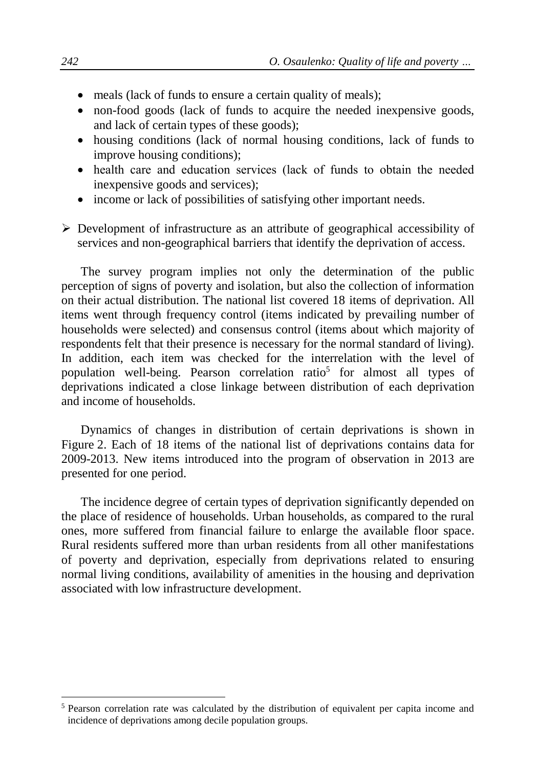- meals (lack of funds to ensure a certain quality of meals);
- non-food goods (lack of funds to acquire the needed inexpensive goods, and lack of certain types of these goods);
- housing conditions (lack of normal housing conditions, lack of funds to improve housing conditions);
- health care and education services (lack of funds to obtain the needed inexpensive goods and services);
- income or lack of possibilities of satisfying other important needs.

➢ Development of infrastructure as an attribute of geographical accessibility of services and non-geographical barriers that identify the deprivation of access.

The survey program implies not only the determination of the public perception of signs of poverty and isolation, but also the collection of information on their actual distribution. The national list covered 18 items of deprivation. All items went through frequency control (items indicated by prevailing number of households were selected) and consensus control (items about which majority of respondents felt that their presence is necessary for the normal standard of living). In addition, each item was checked for the interrelation with the level of population well-being. Pearson correlation ratio[5] for almost all types of deprivations indicated a close linkage between distribution of each deprivation and income of households.

Dynamics of changes in distribution of certain deprivations is shown in Figure 2. Each of 18 items of the national list of deprivations contains data for 2009-2013. New items introduced into the program of observation in 2013 are presented for one period.

The incidence degree of certain types of deprivation significantly depended on the place of residence of households. Urban households, as compared to the rural ones, more suffered from financial failure to enlarge the available floor space. Rural residents suffered more than urban residents from all other manifestations of poverty and deprivation, especially from deprivations related to ensuring normal living conditions, availability of amenities in the housing and deprivation associated with low infrastructure development.

[5] Pearson correlation rate was calculated by the distribution of equivalent per capita income and incidence of deprivations among decile population groups.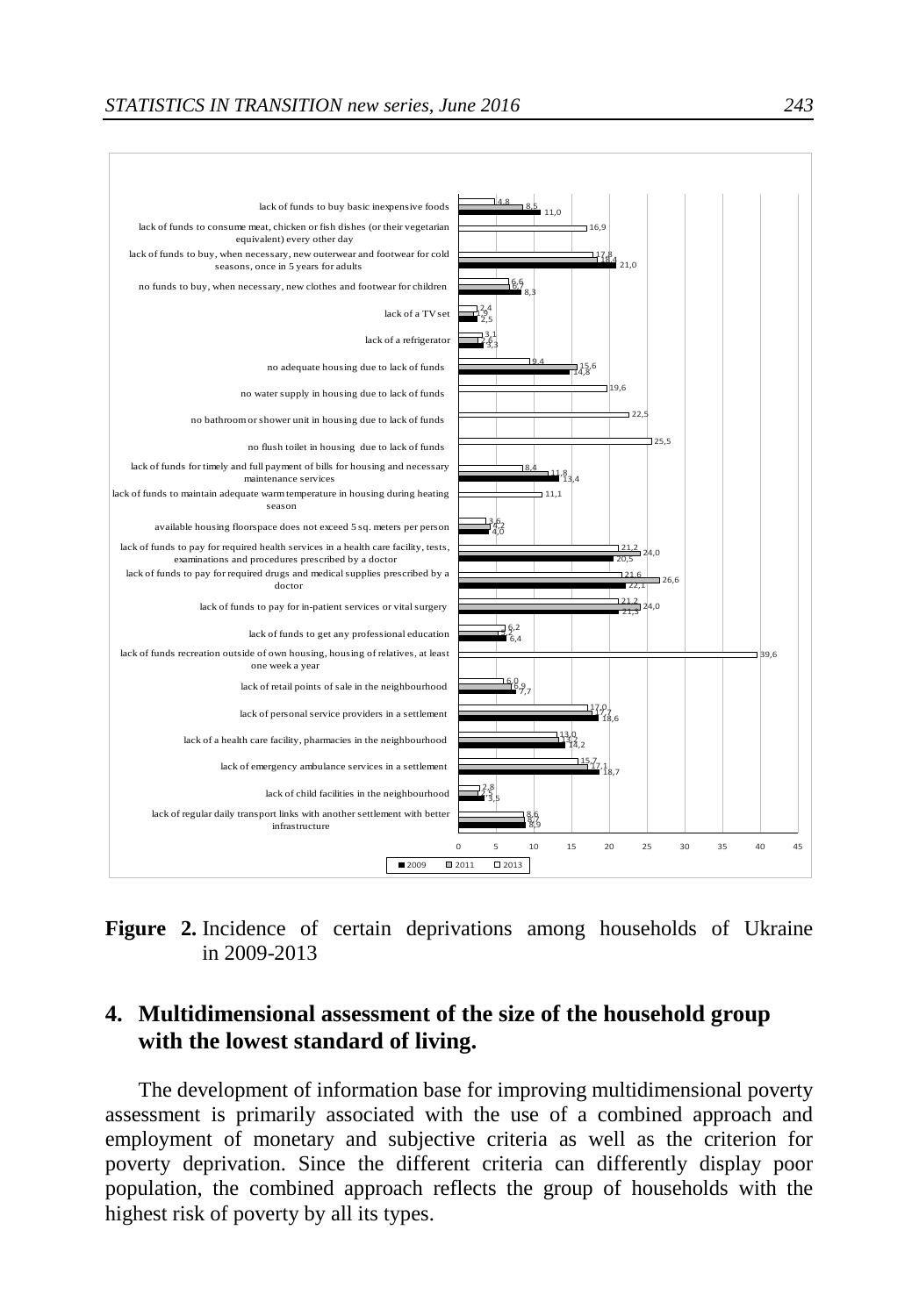| | 2009 | 2011 | 2013 |
|---|---|---|---|
| lack of funds to buy basic inexpensive foods | 11,0 | 8,5 | 4,8 |
| lack of funds to consume meat, chicken or fish dishes (or their vegetarian equivalent) every other day | | | 16,9 |
| lack of funds to buy, when necessary, new outerwear and footwear for cold seasons, once in 5 years for adults | 21,0 | 18,4 | 17,8 |
| no funds to buy, when necessary, new clothes and footwear for children | 8,3 | 6,7 | 6,6 |
| lack of a TV set | 2,5 | 1,9 | 2,4 |
| lack of a refrigerator | 3,3 | 2,6 | 3,1 |
| no adequate housing due to lack of funds | 14,8 | 15,6 | 9,4 |
| no water supply in housing due to lack of funds | | | 19,6 |
| no bathroom or shower unit in housing due to lack of funds | | | 22,5 |
| no flush toilet in housing due to lack of funds | | | 25,5 |
| lack of funds for timely and full payment of bills for housing and necessary maintenance services | 13,4 | 11,8 | 8,4 |
| lack of funds to maintain adequate warm temperature in housing during heating season | | | 11,1 |
| available housing floorspace does not exceed 5 sq. meters per person | 4,0 | 4,2 | 3,6 |
| lack of funds to pay for required health services in a health care facility, tests, examinations and procedures prescribed by a doctor | 20,5 | 24,0 | 21,2 |
| lack of funds to pay for required drugs and medical supplies prescribed by a doctor | 22,1 | 26,6 | 21,6 |
| lack of funds to pay for in-patient services or vital surgery | 21,3 | 24,0 | 21,2 |
| lack of funds to get any professional education | 6,4 | 5,2 | 6,2 |
| lack of funds recreation outside of own housing, housing of relatives, at least one week a year | | | 39,6 |
| lack of retail points of sale in the neighbourhood | 7,7 | 6,9 | 6,0 |
| lack of personal service providers in a settlement | 18,6 | 17,7 | 17,0 |
| lack of a health care facility, pharmacies in the neighbourhood | 14,2 | 13,2 | 13,0 |
| lack of emergency ambulance services in a settlement | 18,7 | 17,1 | 15,7 |
| lack of child facilities in the neighbourhood | 3,5 | 2,6 | 2,8 |
| lack of regular daily transport links with another settlement with better infrastructure | 8,9 | 8,7 | 8,6 |

**Figure 2.** Incidence of certain deprivations among households of Ukraine in 2009-2013

## 4. Multidimensional assessment of the size of the household group with the lowest standard of living.

The development of information base for improving multidimensional poverty assessment is primarily associated with the use of a combined approach and employment of monetary and subjective criteria as well as the criterion for poverty deprivation. Since the different criteria can differently display poor population, the combined approach reflects the group of households with the highest risk of poverty by all its types.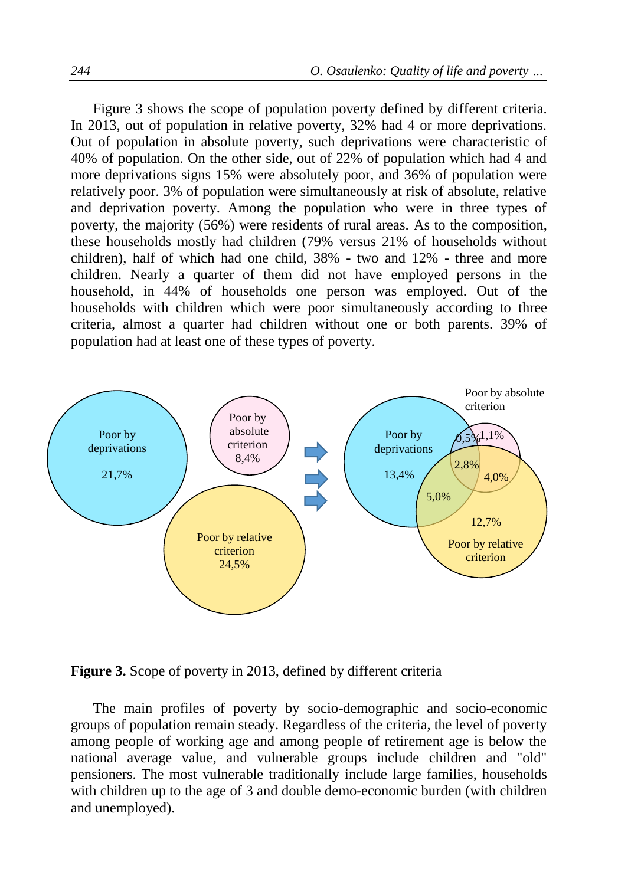Figure 3 shows the scope of population poverty defined by different criteria. In 2013, out of population in relative poverty, 32% had 4 or more deprivations. Out of population in absolute poverty, such deprivations were characteristic of 40% of population. On the other side, out of 22% of population which had 4 and more deprivations signs 15% were absolutely poor, and 36% of population were relatively poor. 3% of population were simultaneously at risk of absolute, relative and deprivation poverty. Among the population who were in three types of poverty, the majority (56%) were residents of rural areas. As to the composition, these households mostly had children (79% versus 21% of households without children), half of which had one child, 38% - two and 12% - three and more children. Nearly a quarter of them did not have employed persons in the household, in 44% of households one person was employed. Out of the households with children which were poor simultaneously according to three criteria, almost a quarter had children without one or both parents. 39% of population had at least one of these types of poverty.

Poor by deprivations 21,7%

Poor by absolute criterion 8,4%

Poor by relative criterion 24,5%

Poor by deprivations 13,4%

Poor by absolute criterion

0,5% 1,1% 2,8% 4,0% 5,0% 12,7%

Poor by relative criterion

**Figure 3.** Scope of poverty in 2013, defined by different criteria

The main profiles of poverty by socio-demographic and socio-economic groups of population remain steady. Regardless of the criteria, the level of poverty among people of working age and among people of retirement age is below the national average value, and vulnerable groups include children and "old" pensioners. The most vulnerable traditionally include large families, households with children up to the age of 3 and double demo-economic burden (with children and unemployed).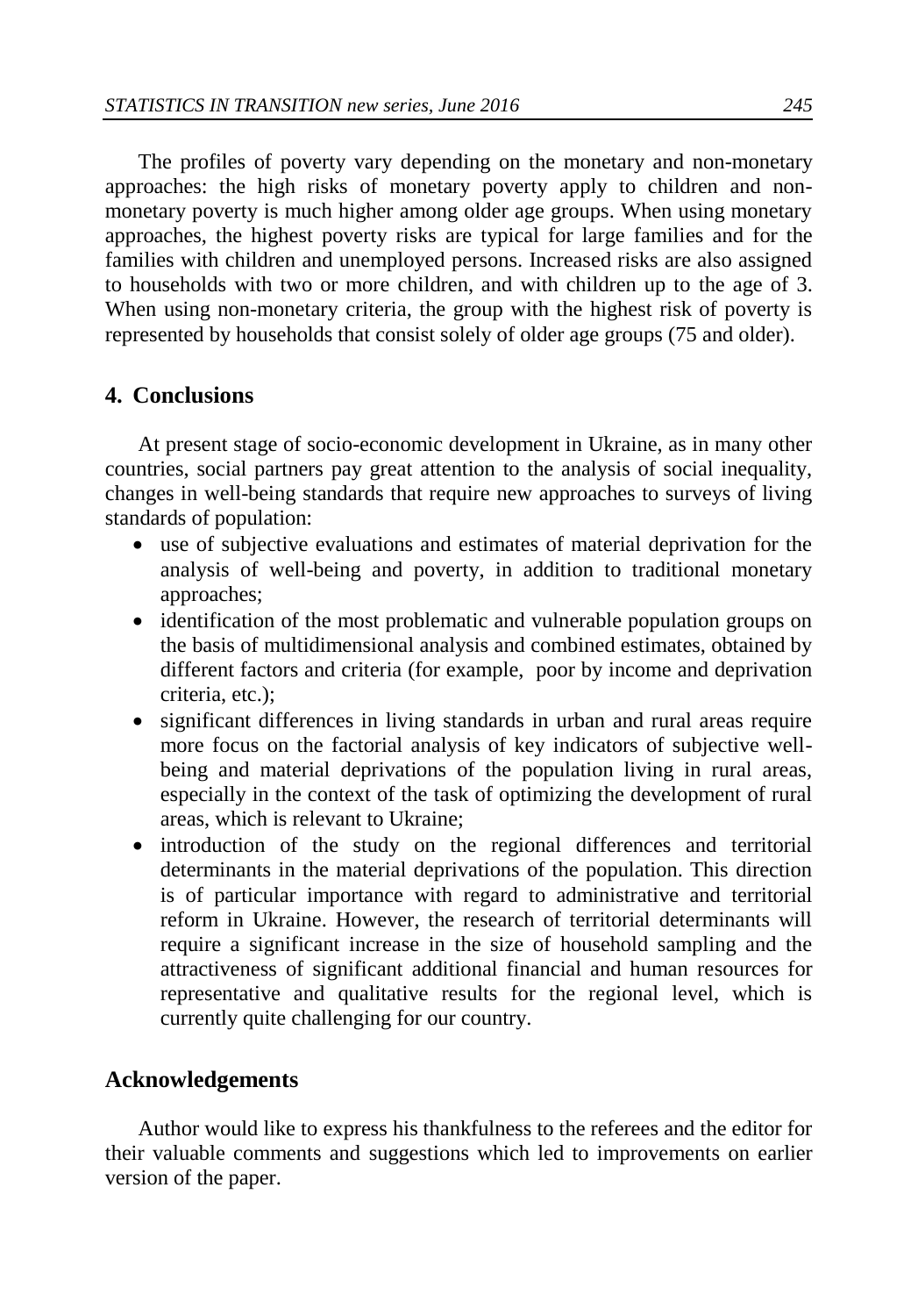The profiles of poverty vary depending on the monetary and non-monetary approaches: the high risks of monetary poverty apply to children and non-monetary poverty is much higher among older age groups. When using monetary approaches, the highest poverty risks are typical for large families and for the families with children and unemployed persons. Increased risks are also assigned to households with two or more children, and with children up to the age of 3. When using non-monetary criteria, the group with the highest risk of poverty is represented by households that consist solely of older age groups (75 and older).

## 4. Conclusions

At present stage of socio-economic development in Ukraine, as in many other countries, social partners pay great attention to the analysis of social inequality, changes in well-being standards that require new approaches to surveys of living standards of population:

- use of subjective evaluations and estimates of material deprivation for the analysis of well-being and poverty, in addition to traditional monetary approaches;
- identification of the most problematic and vulnerable population groups on the basis of multidimensional analysis and combined estimates, obtained by different factors and criteria (for example, poor by income and deprivation criteria, etc.);
- significant differences in living standards in urban and rural areas require more focus on the factorial analysis of key indicators of subjective well-being and material deprivations of the population living in rural areas, especially in the context of the task of optimizing the development of rural areas, which is relevant to Ukraine;
- introduction of the study on the regional differences and territorial determinants in the material deprivations of the population. This direction is of particular importance with regard to administrative and territorial reform in Ukraine. However, the research of territorial determinants will require a significant increase in the size of household sampling and the attractiveness of significant additional financial and human resources for representative and qualitative results for the regional level, which is currently quite challenging for our country.

## Acknowledgements

Author would like to express his thankfulness to the referees and the editor for their valuable comments and suggestions which led to improvements on earlier version of the paper.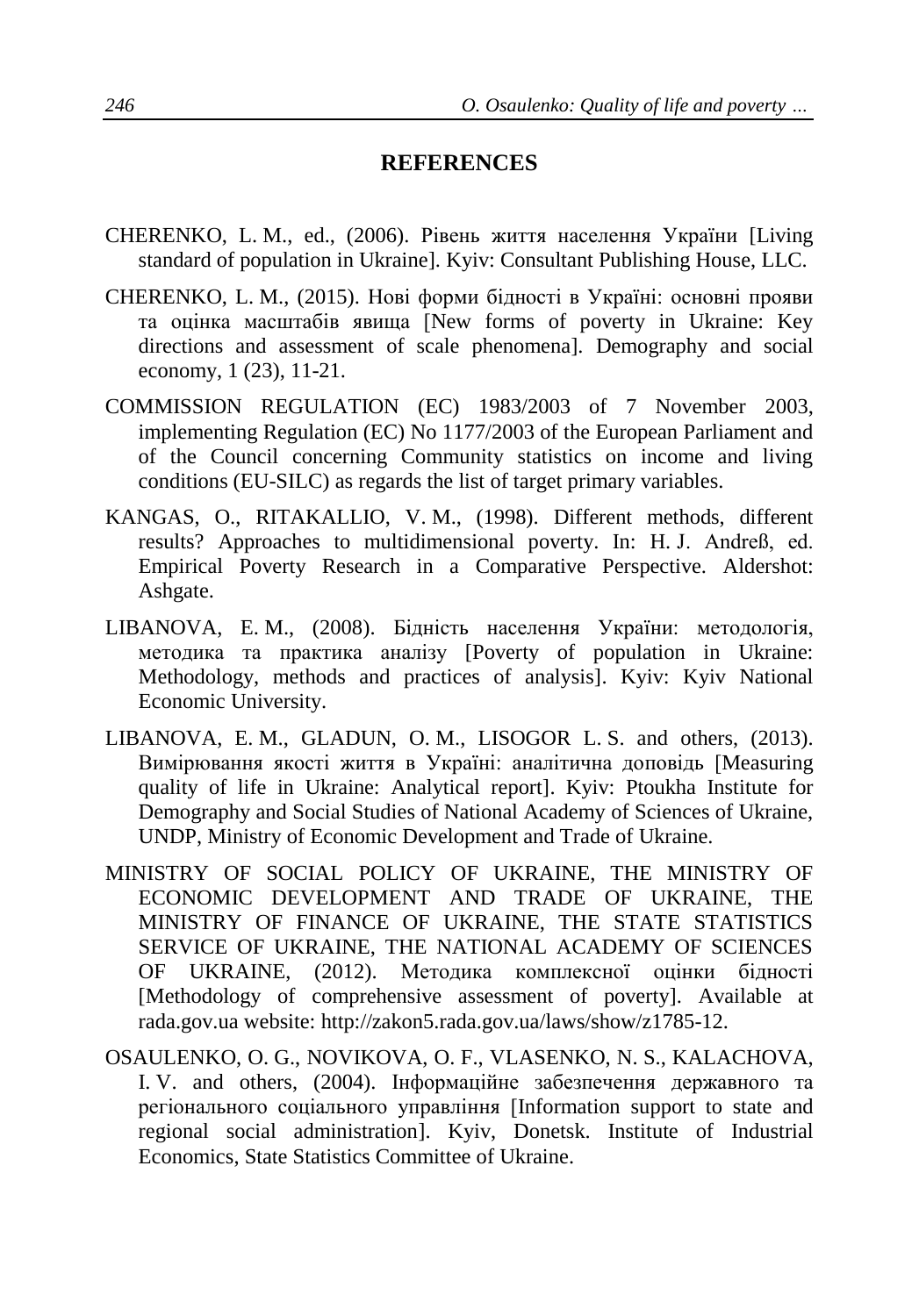## REFERENCES

CHERENKO, L. M., ed., (2006). Рівень життя населення України [Living standard of population in Ukraine]. Kyiv: Consultant Publishing House, LLC.

CHERENKO, L. M., (2015). Нові форми бідності в Україні: основні прояви та оцінка масштабів явища [New forms of poverty in Ukraine: Key directions and assessment of scale phenomena]. Demography and social economy, 1 (23), 11-21.

COMMISSION REGULATION (EC) 1983/2003 of 7 November 2003, implementing Regulation (EC) No 1177/2003 of the European Parliament and of the Council concerning Community statistics on income and living conditions (EU-SILC) as regards the list of target primary variables.

KANGAS, O., RITAKALLIO, V. M., (1998). Different methods, different results? Approaches to multidimensional poverty. In: H. J. Andreß, ed. Empirical Poverty Research in a Comparative Perspective. Aldershot: Ashgate.

LIBANOVA, E. M., (2008). Бідність населення України: методологія, методика та практика аналізу [Poverty of population in Ukraine: Methodology, methods and practices of analysis]. Kyiv: Kyiv National Economic University.

LIBANOVA, E. M., GLADUN, O. M., LISOGOR L. S. and others, (2013). Вимірювання якості життя в Україні: аналітична доповідь [Measuring quality of life in Ukraine: Analytical report]. Kyiv: Ptoukha Institute for Demography and Social Studies of National Academy of Sciences of Ukraine, UNDP, Ministry of Economic Development and Trade of Ukraine.

MINISTRY OF SOCIAL POLICY OF UKRAINE, THE MINISTRY OF ECONOMIC DEVELOPMENT AND TRADE OF UKRAINE, THE MINISTRY OF FINANCE OF UKRAINE, THE STATE STATISTICS SERVICE OF UKRAINE, THE NATIONAL ACADEMY OF SCIENCES OF UKRAINE, (2012). Методика комплексної оцінки бідності [Methodology of comprehensive assessment of poverty]. Available at rada.gov.ua website: http://zakon5.rada.gov.ua/laws/show/z1785-12.

OSAULENKO, O. G., NOVIKOVA, O. F., VLASENKO, N. S., KALACHOVA, I. V. and others, (2004). Інформаційне забезпечення державного та регіонального соціального управління [Information support to state and regional social administration]. Kyiv, Donetsk. Institute of Industrial Economics, State Statistics Committee of Ukraine.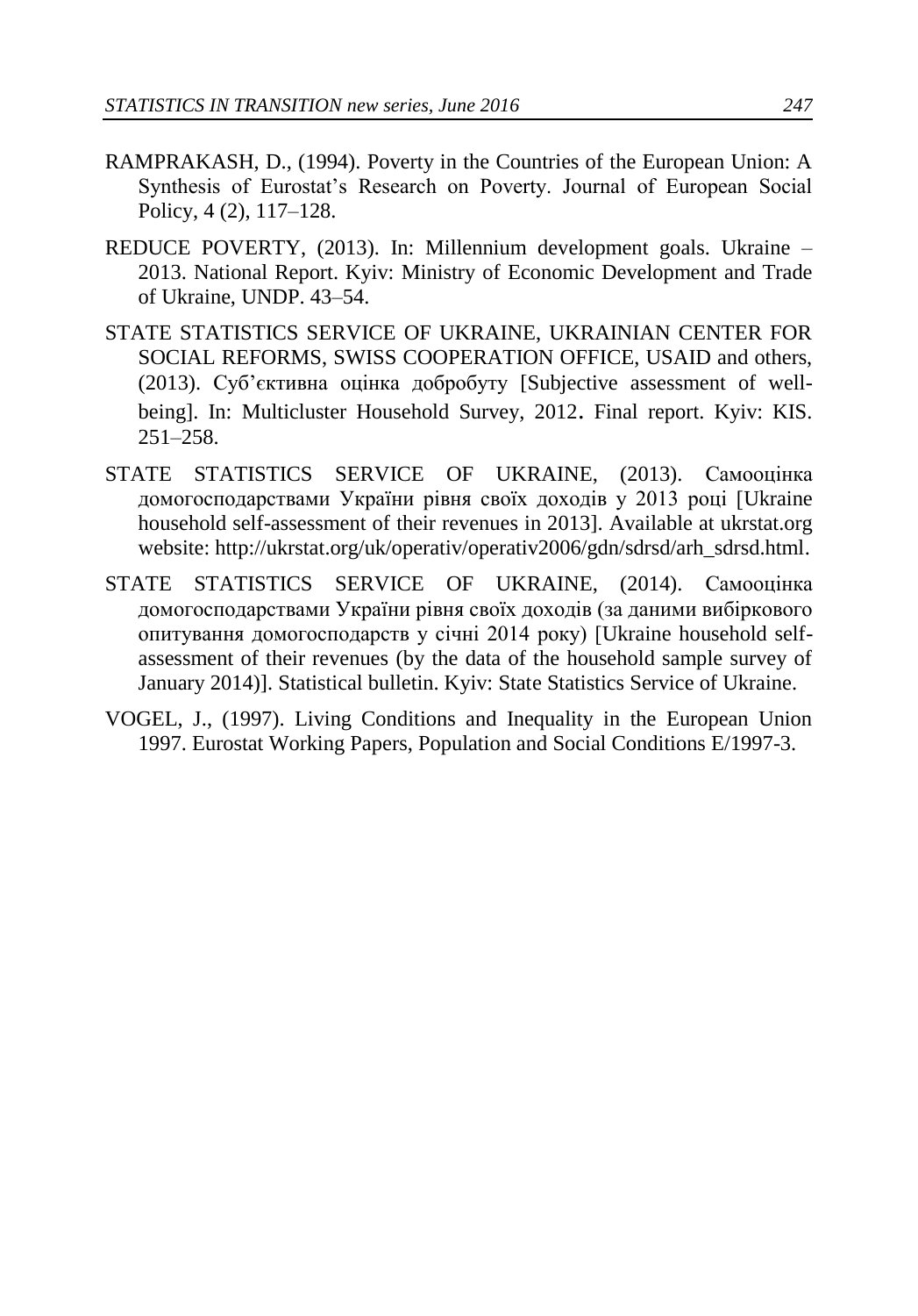RAMPRAKASH, D., (1994). Poverty in the Countries of the European Union: A Synthesis of Eurostat's Research on Poverty. Journal of European Social Policy, 4 (2), 117–128.

REDUCE POVERTY, (2013). In: Millennium development goals. Ukraine – 2013. National Report. Kyiv: Ministry of Economic Development and Trade of Ukraine, UNDP. 43–54.

STATE STATISTICS SERVICE OF UKRAINE, UKRAINIAN CENTER FOR SOCIAL REFORMS, SWISS COOPERATION OFFICE, USAID and others, (2013). Суб'єктивна оцінка добробуту [Subjective assessment of well-being]. In: Multicluster Household Survey, 2012. Final report. Kyiv: KIS. 251–258.

STATE STATISTICS SERVICE OF UKRAINE, (2013). Самооцінка домогосподарствами України рівня своїх доходів у 2013 році [Ukraine household self-assessment of their revenues in 2013]. Available at ukrstat.org website: http://ukrstat.org/uk/operativ/operativ2006/gdn/sdrsd/arh_sdrsd.html.

STATE STATISTICS SERVICE OF UKRAINE, (2014). Самооцінка домогосподарствами України рівня своїх доходів (за даними вибіркового опитування домогосподарств у січні 2014 року) [Ukraine household self-assessment of their revenues (by the data of the household sample survey of January 2014)]. Statistical bulletin. Kyiv: State Statistics Service of Ukraine.

VOGEL, J., (1997). Living Conditions and Inequality in the European Union 1997. Eurostat Working Papers, Population and Social Conditions E/1997-3.